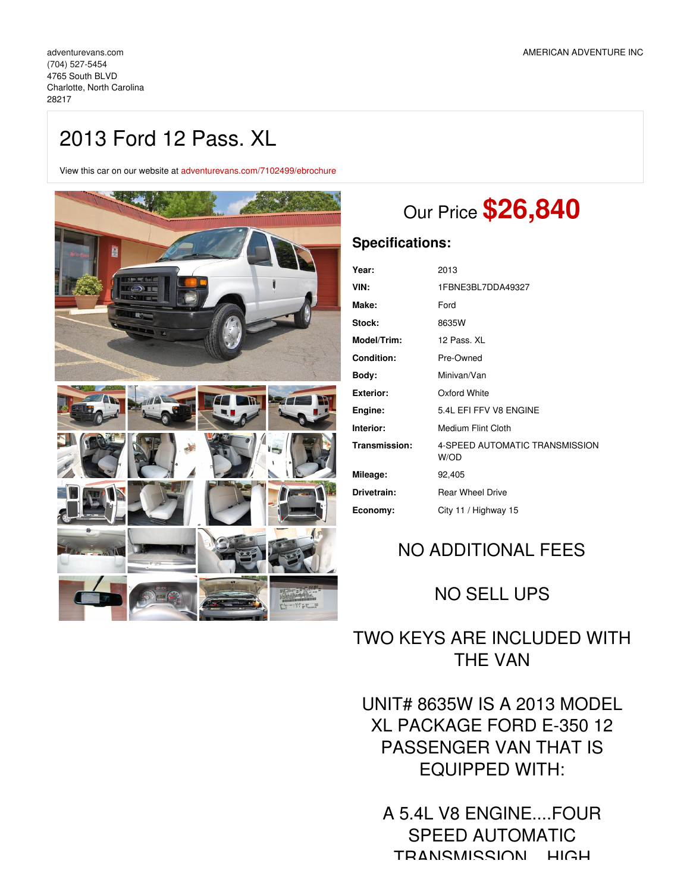adventurevans.com
(704) 527-5454
4765 South BLVD
Charlotte, North Carolina
28217

AMERICAN ADVENTURE INC

# 2013 Ford 12 Pass. XL

View this car on our website at adventurevans.com/7102499/ebrochure

## Our Price **$26,840**

### Specifications:

| | |
|---|---|
| **Year:** | 2013 |
| **VIN:** | 1FBNE3BL7DDA49327 |
| **Make:** | Ford |
| **Stock:** | 8635W |
| **Model/Trim:** | 12 Pass. XL |
| **Condition:** | Pre-Owned |
| **Body:** | Minivan/Van |
| **Exterior:** | Oxford White |
| **Engine:** | 5.4L EFI FFV V8 ENGINE |
| **Interior:** | Medium Flint Cloth |
| **Transmission:** | 4-SPEED AUTOMATIC TRANSMISSION W/OD |
| **Mileage:** | 92,405 |
| **Drivetrain:** | Rear Wheel Drive |
| **Economy:** | City 11 / Highway 15 |

NO ADDITIONAL FEES

NO SELL UPS

TWO KEYS ARE INCLUDED WITH THE VAN

UNIT# 8635W IS A 2013 MODEL XL PACKAGE FORD E-350 12 PASSENGER VAN THAT IS EQUIPPED WITH:

A 5.4L V8 ENGINE....FOUR SPEED AUTOMATIC TRANSMISSION....HIGH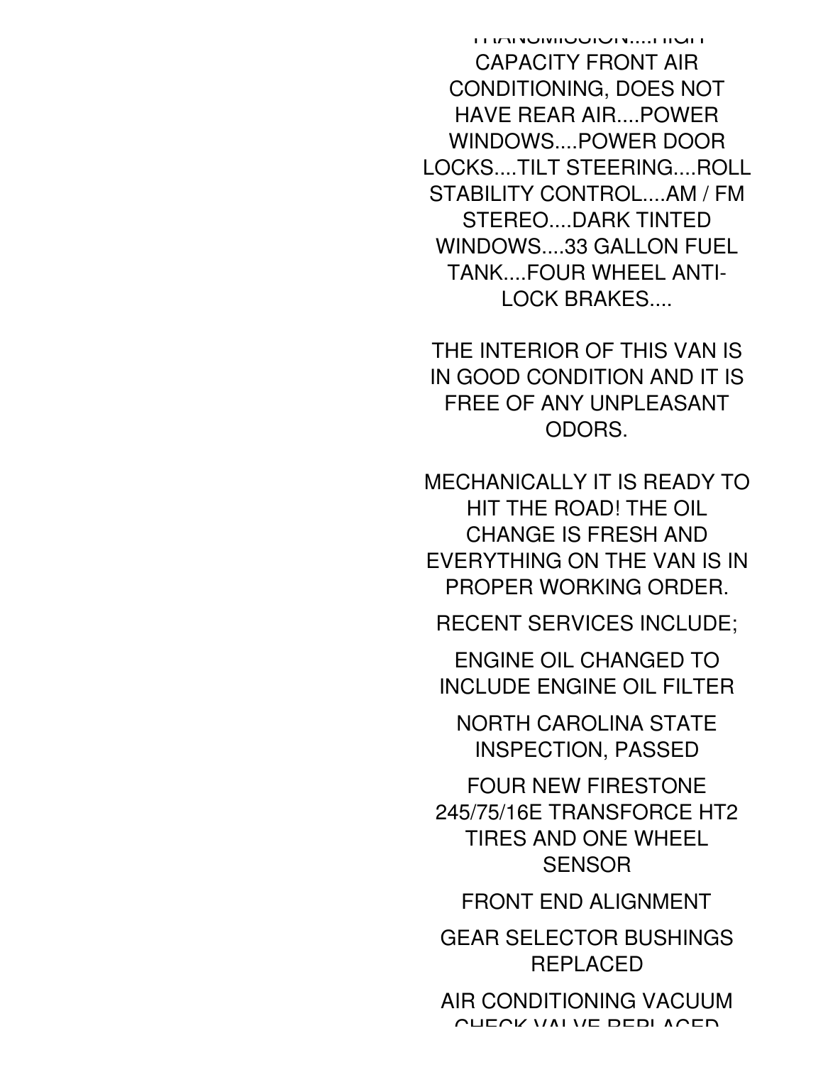TRANSMISSION....HIGH CAPACITY FRONT AIR CONDITIONING, DOES NOT HAVE REAR AIR....POWER WINDOWS....POWER DOOR LOCKS....TILT STEERING....ROLL STABILITY CONTROL....AM / FM STEREO....DARK TINTED WINDOWS....33 GALLON FUEL TANK....FOUR WHEEL ANTI-LOCK BRAKES....

THE INTERIOR OF THIS VAN IS IN GOOD CONDITION AND IT IS FREE OF ANY UNPLEASANT ODORS.

MECHANICALLY IT IS READY TO HIT THE ROAD! THE OIL CHANGE IS FRESH AND EVERYTHING ON THE VAN IS IN PROPER WORKING ORDER.

RECENT SERVICES INCLUDE;

ENGINE OIL CHANGED TO INCLUDE ENGINE OIL FILTER

NORTH CAROLINA STATE INSPECTION, PASSED

FOUR NEW FIRESTONE 245/75/16E TRANSFORCE HT2 TIRES AND ONE WHEEL SENSOR

FRONT END ALIGNMENT

GEAR SELECTOR BUSHINGS REPLACED

AIR CONDITIONING VACUUM CHECK VALVE REPLACED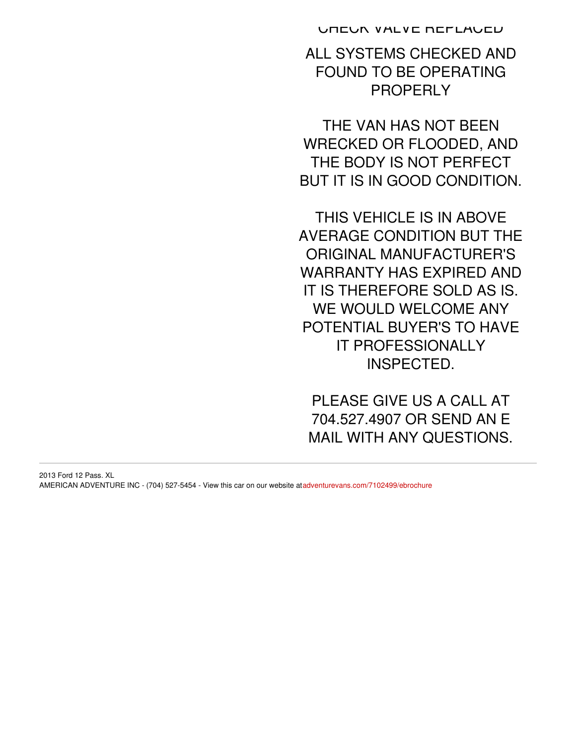CHECK VALVE REPLACED

ALL SYSTEMS CHECKED AND FOUND TO BE OPERATING PROPERLY

THE VAN HAS NOT BEEN WRECKED OR FLOODED, AND THE BODY IS NOT PERFECT BUT IT IS IN GOOD CONDITION.

THIS VEHICLE IS IN ABOVE AVERAGE CONDITION BUT THE ORIGINAL MANUFACTURER'S WARRANTY HAS EXPIRED AND IT IS THEREFORE SOLD AS IS. WE WOULD WELCOME ANY POTENTIAL BUYER'S TO HAVE IT PROFESSIONALLY INSPECTED.

PLEASE GIVE US A CALL AT 704.527.4907 OR SEND AN E MAIL WITH ANY QUESTIONS.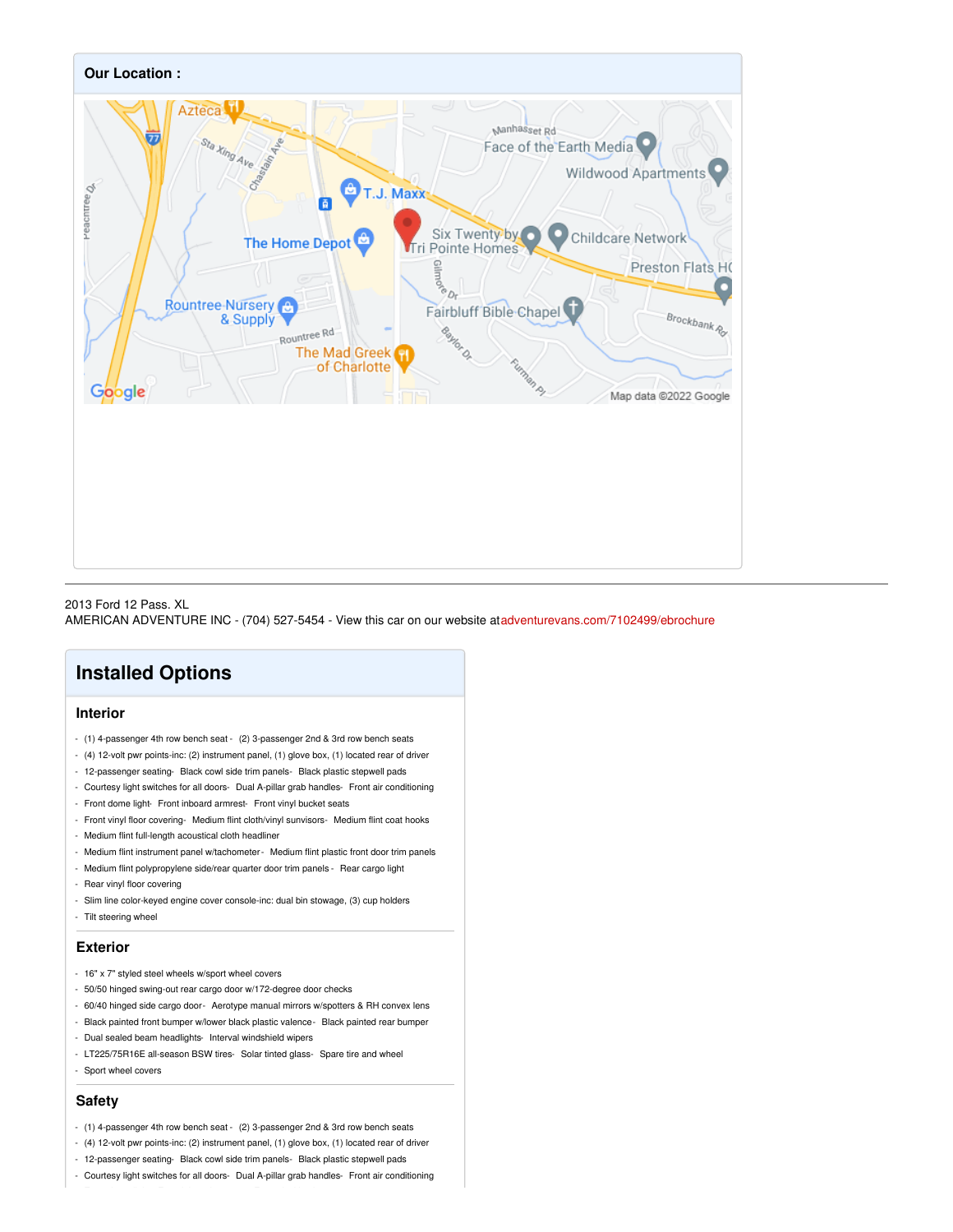**Our Location :**

2013 Ford 12 Pass. XL
AMERICAN ADVENTURE INC - (704) 527-5454 - View this car on our website at adventurevans.com/7102499/ebrochure

## Installed Options

### Interior

- (1) 4-passenger 4th row bench seat - (2) 3-passenger 2nd & 3rd row bench seats
- (4) 12-volt pwr points-inc: (2) instrument panel, (1) glove box, (1) located rear of driver
- 12-passenger seating- Black cowl side trim panels- Black plastic stepwell pads
- Courtesy light switches for all doors- Dual A-pillar grab handles- Front air conditioning
- Front dome light- Front inboard armrest- Front vinyl bucket seats
- Front vinyl floor covering- Medium flint cloth/vinyl sunvisors- Medium flint coat hooks
- Medium flint full-length acoustical cloth headliner
- Medium flint instrument panel w/tachometer- Medium flint plastic front door trim panels
- Medium flint polypropylene side/rear quarter door trim panels - Rear cargo light
- Rear vinyl floor covering
- Slim line color-keyed engine cover console-inc: dual bin stowage, (3) cup holders
- Tilt steering wheel

### Exterior

- 16" x 7" styled steel wheels w/sport wheel covers
- 50/50 hinged swing-out rear cargo door w/172-degree door checks
- 60/40 hinged side cargo door- Aerotype manual mirrors w/spotters & RH convex lens
- Black painted front bumper w/lower black plastic valence- Black painted rear bumper
- Dual sealed beam headlights- Interval windshield wipers
- LT225/75R16E all-season BSW tires- Solar tinted glass- Spare tire and wheel
- Sport wheel covers

### Safety

- (1) 4-passenger 4th row bench seat - (2) 3-passenger 2nd & 3rd row bench seats
- (4) 12-volt pwr points-inc: (2) instrument panel, (1) glove box, (1) located rear of driver
- 12-passenger seating- Black cowl side trim panels- Black plastic stepwell pads
- Courtesy light switches for all doors- Dual A-pillar grab handles- Front air conditioning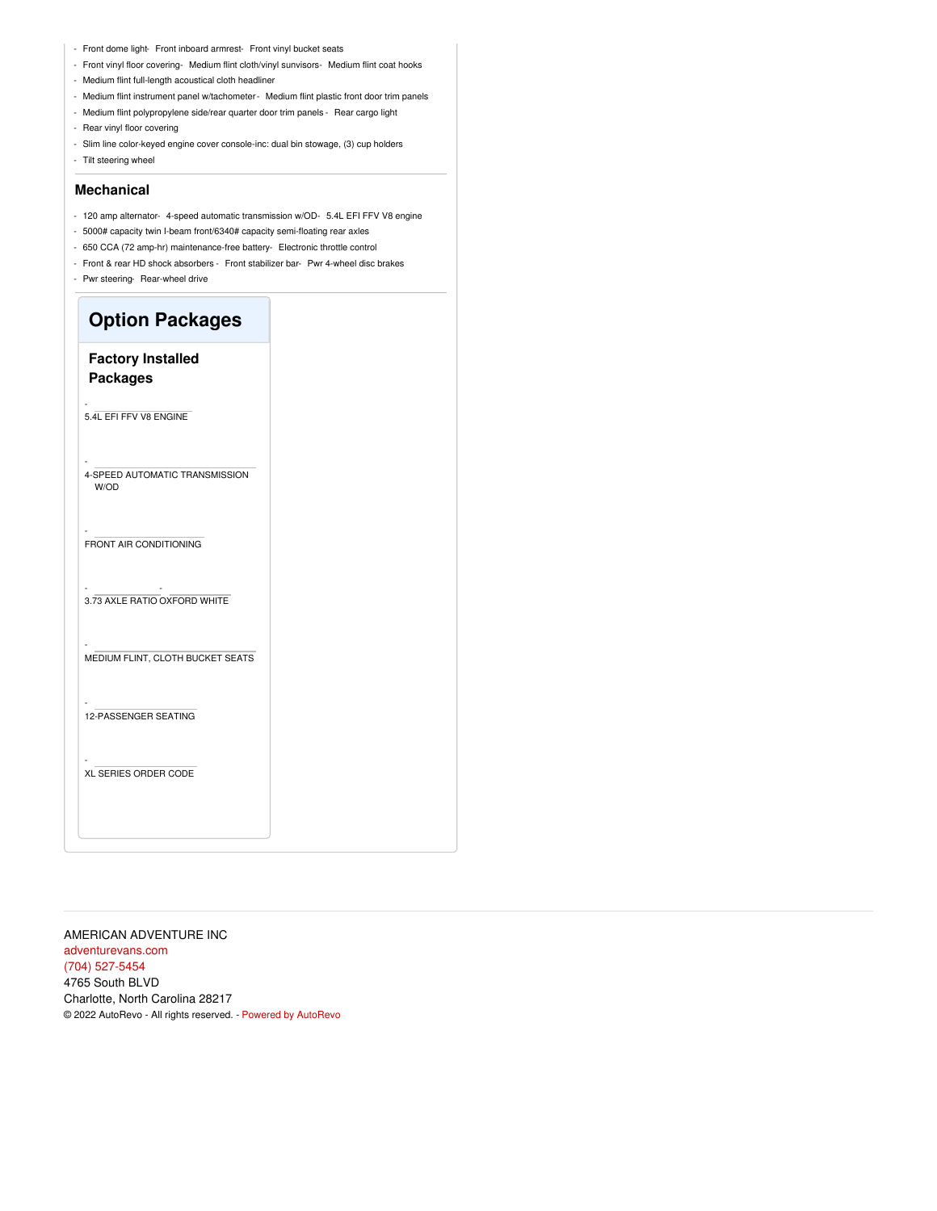- Front dome light- Front inboard armrest- Front vinyl bucket seats
- Front vinyl floor covering- Medium flint cloth/vinyl sunvisors- Medium flint coat hooks
- Medium flint full-length acoustical cloth headliner
- Medium flint instrument panel w/tachometer- Medium flint plastic front door trim panels
- Medium flint polypropylene side/rear quarter door trim panels - Rear cargo light
- Rear vinyl floor covering
- Slim line color-keyed engine cover console-inc: dual bin stowage, (3) cup holders
- Tilt steering wheel

## Mechanical

- 120 amp alternator- 4-speed automatic transmission w/OD- 5.4L EFI FFV V8 engine
- 5000# capacity twin I-beam front/6340# capacity semi-floating rear axles
- 650 CCA (72 amp-hr) maintenance-free battery- Electronic throttle control
- Front & rear HD shock absorbers - Front stabilizer bar- Pwr 4-wheel disc brakes
- Pwr steering- Rear-wheel drive

# Option Packages

### Factory Installed Packages

- 5.4L EFI FFV V8 ENGINE
- 4-SPEED AUTOMATIC TRANSMISSION W/OD
- FRONT AIR CONDITIONING
- 3.73 AXLE RATIO
- OXFORD WHITE
- MEDIUM FLINT, CLOTH BUCKET SEATS
- 12-PASSENGER SEATING
- XL SERIES ORDER CODE

AMERICAN ADVENTURE INC
adventurevans.com
(704) 527-5454
4765 South BLVD
Charlotte, North Carolina 28217
© 2022 AutoRevo - All rights reserved. - Powered by AutoRevo